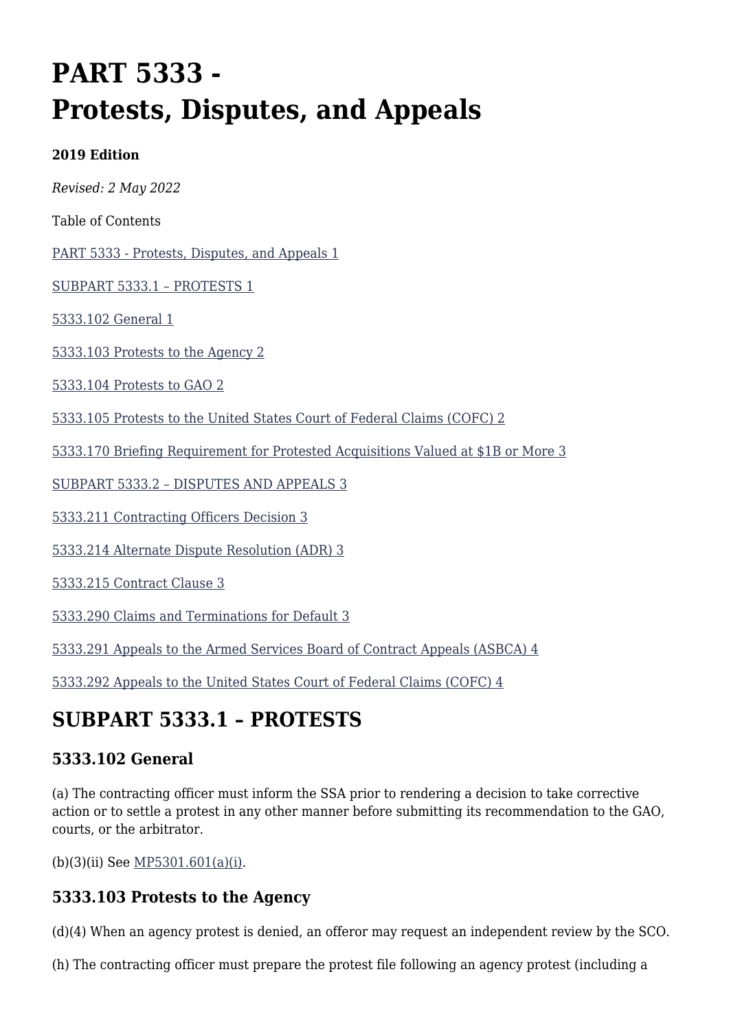# PART 5333 - Protests, Disputes, and Appeals

**2019 Edition**

*Revised: 2 May 2022*

Table of Contents

PART 5333 - Protests, Disputes, and Appeals 1

SUBPART 5333.1 – PROTESTS 1

5333.102 General 1

5333.103 Protests to the Agency 2

5333.104 Protests to GAO 2

5333.105 Protests to the United States Court of Federal Claims (COFC) 2

5333.170 Briefing Requirement for Protested Acquisitions Valued at $1B or More 3

SUBPART 5333.2 – DISPUTES AND APPEALS 3

5333.211 Contracting Officers Decision 3

5333.214 Alternate Dispute Resolution (ADR) 3

5333.215 Contract Clause 3

5333.290 Claims and Terminations for Default 3

5333.291 Appeals to the Armed Services Board of Contract Appeals (ASBCA) 4

5333.292 Appeals to the United States Court of Federal Claims (COFC) 4

## SUBPART 5333.1 – PROTESTS

### 5333.102 General

(a) The contracting officer must inform the SSA prior to rendering a decision to take corrective action or to settle a protest in any other manner before submitting its recommendation to the GAO, courts, or the arbitrator.

(b)(3)(ii) See MP5301.601(a)(i).

### 5333.103 Protests to the Agency

(d)(4) When an agency protest is denied, an offeror may request an independent review by the SCO.

(h) The contracting officer must prepare the protest file following an agency protest (including a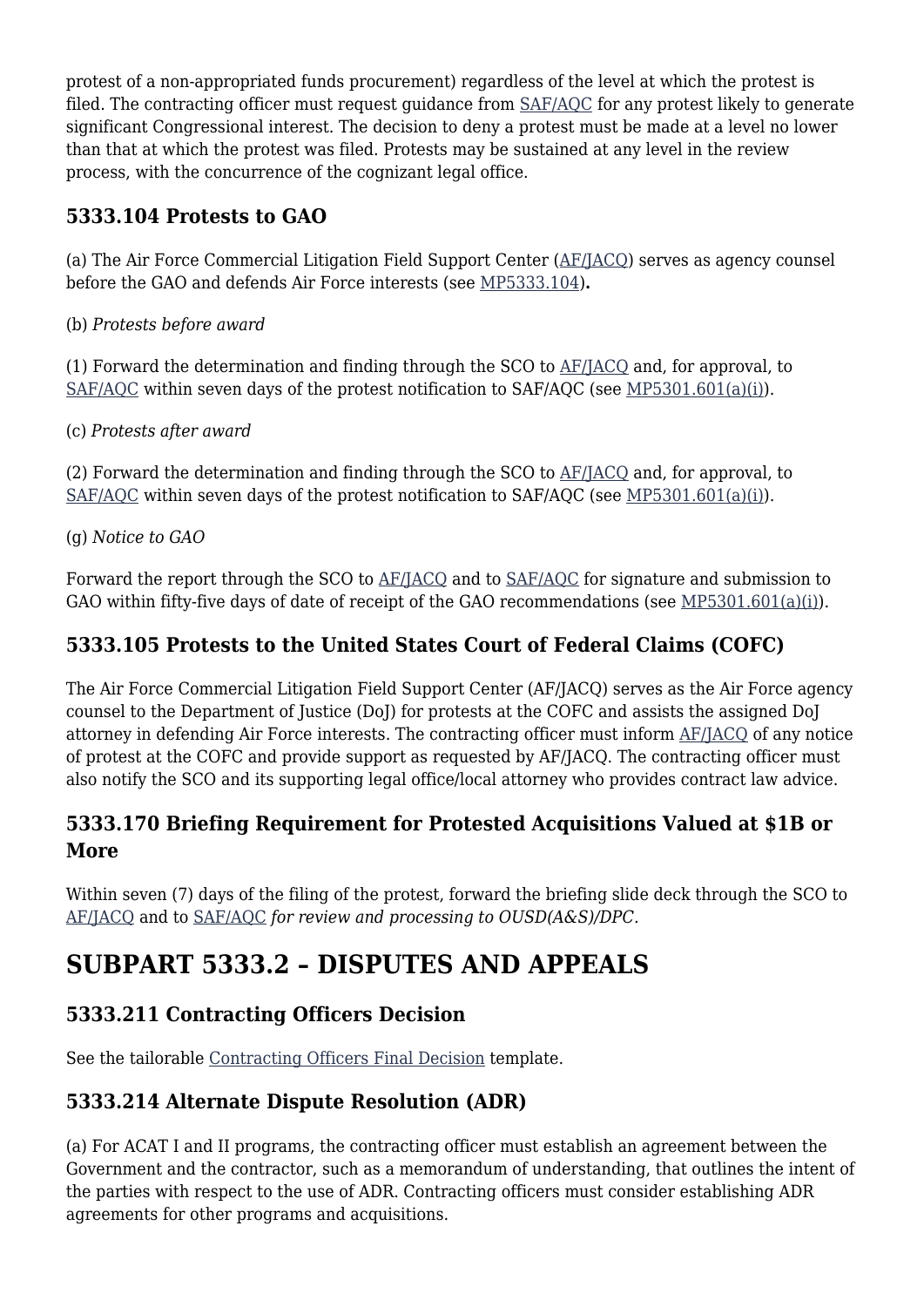protest of a non-appropriated funds procurement) regardless of the level at which the protest is filed. The contracting officer must request guidance from SAF/AQC for any protest likely to generate significant Congressional interest. The decision to deny a protest must be made at a level no lower than that at which the protest was filed. Protests may be sustained at any level in the review process, with the concurrence of the cognizant legal office.

### 5333.104 Protests to GAO

(a) The Air Force Commercial Litigation Field Support Center (AF/JACQ) serves as agency counsel before the GAO and defends Air Force interests (see MP5333.104)**.**

(b) *Protests before award*

(1) Forward the determination and finding through the SCO to AF/JACQ and, for approval, to SAF/AQC within seven days of the protest notification to SAF/AQC (see MP5301.601(a)(i)).

(c) *Protests after award*

(2) Forward the determination and finding through the SCO to AF/JACQ and, for approval, to SAF/AQC within seven days of the protest notification to SAF/AQC (see MP5301.601(a)(i)).

(g) *Notice to GAO*

Forward the report through the SCO to AF/JACQ and to SAF/AQC for signature and submission to GAO within fifty-five days of date of receipt of the GAO recommendations (see MP5301.601(a)(i)).

### 5333.105 Protests to the United States Court of Federal Claims (COFC)

The Air Force Commercial Litigation Field Support Center (AF/JACQ) serves as the Air Force agency counsel to the Department of Justice (DoJ) for protests at the COFC and assists the assigned DoJ attorney in defending Air Force interests. The contracting officer must inform AF/JACQ of any notice of protest at the COFC and provide support as requested by AF/JACQ. The contracting officer must also notify the SCO and its supporting legal office/local attorney who provides contract law advice.

### 5333.170 Briefing Requirement for Protested Acquisitions Valued at $1B or More

Within seven (7) days of the filing of the protest, forward the briefing slide deck through the SCO to AF/JACQ and to SAF/AQC *for review and processing to OUSD(A&S)/DPC.*

## SUBPART 5333.2 – DISPUTES AND APPEALS

### 5333.211 Contracting Officers Decision

See the tailorable Contracting Officers Final Decision template.

### 5333.214 Alternate Dispute Resolution (ADR)

(a) For ACAT I and II programs, the contracting officer must establish an agreement between the Government and the contractor, such as a memorandum of understanding, that outlines the intent of the parties with respect to the use of ADR. Contracting officers must consider establishing ADR agreements for other programs and acquisitions.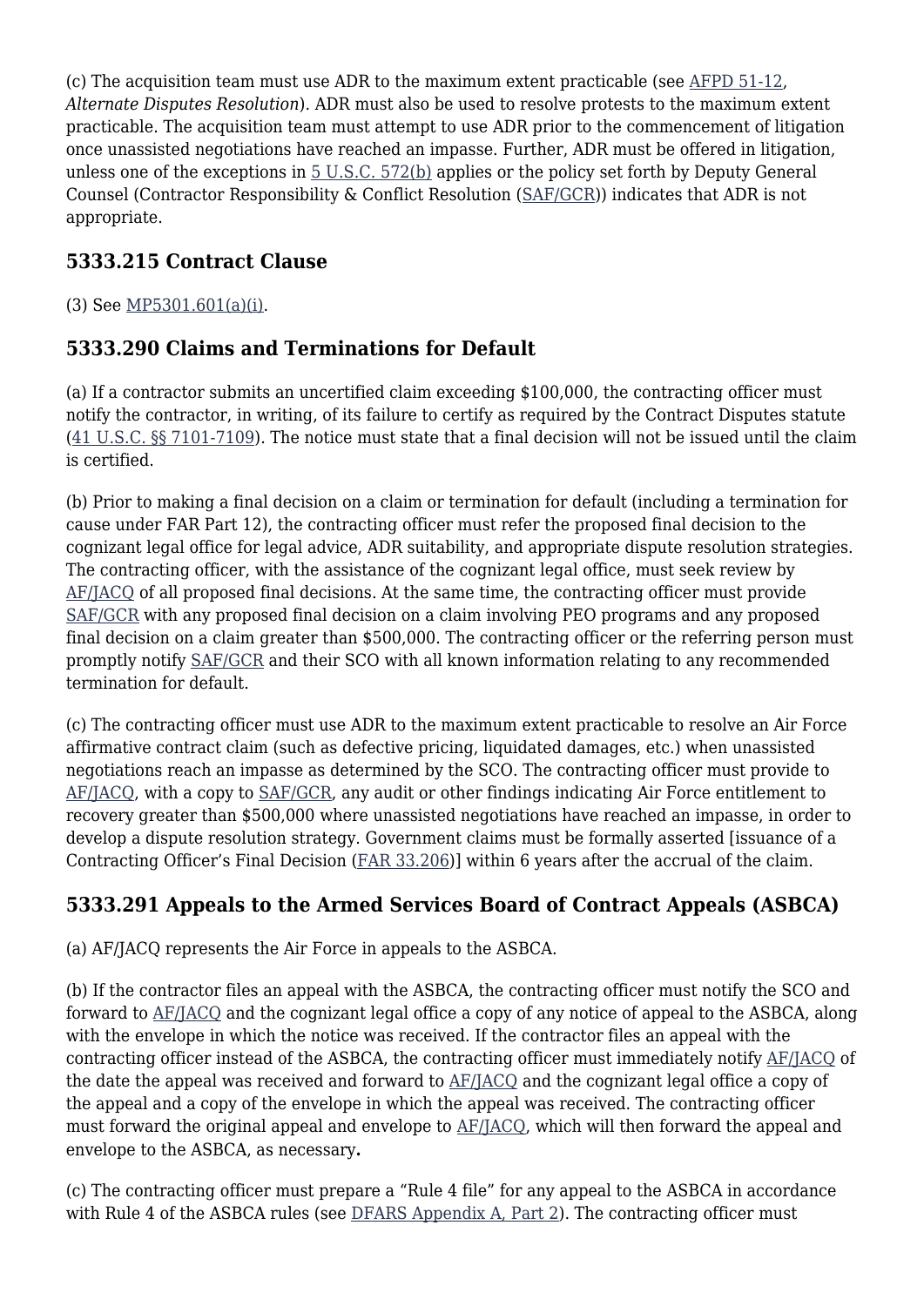(c) The acquisition team must use ADR to the maximum extent practicable (see AFPD 51-12, *Alternate Disputes Resolution*). ADR must also be used to resolve protests to the maximum extent practicable. The acquisition team must attempt to use ADR prior to the commencement of litigation once unassisted negotiations have reached an impasse. Further, ADR must be offered in litigation, unless one of the exceptions in 5 U.S.C. 572(b) applies or the policy set forth by Deputy General Counsel (Contractor Responsibility & Conflict Resolution (SAF/GCR)) indicates that ADR is not appropriate.

## 5333.215 Contract Clause

(3) See MP5301.601(a)(i).

## 5333.290 Claims and Terminations for Default

(a) If a contractor submits an uncertified claim exceeding $100,000, the contracting officer must notify the contractor, in writing, of its failure to certify as required by the Contract Disputes statute (41 U.S.C. §§ 7101-7109). The notice must state that a final decision will not be issued until the claim is certified.

(b) Prior to making a final decision on a claim or termination for default (including a termination for cause under FAR Part 12), the contracting officer must refer the proposed final decision to the cognizant legal office for legal advice, ADR suitability, and appropriate dispute resolution strategies. The contracting officer, with the assistance of the cognizant legal office, must seek review by AF/JACQ of all proposed final decisions. At the same time, the contracting officer must provide SAF/GCR with any proposed final decision on a claim involving PEO programs and any proposed final decision on a claim greater than $500,000. The contracting officer or the referring person must promptly notify SAF/GCR and their SCO with all known information relating to any recommended termination for default.

(c) The contracting officer must use ADR to the maximum extent practicable to resolve an Air Force affirmative contract claim (such as defective pricing, liquidated damages, etc.) when unassisted negotiations reach an impasse as determined by the SCO. The contracting officer must provide to AF/JACQ, with a copy to SAF/GCR, any audit or other findings indicating Air Force entitlement to recovery greater than $500,000 where unassisted negotiations have reached an impasse, in order to develop a dispute resolution strategy. Government claims must be formally asserted [issuance of a Contracting Officer's Final Decision (FAR 33.206)] within 6 years after the accrual of the claim.

## 5333.291 Appeals to the Armed Services Board of Contract Appeals (ASBCA)

(a) AF/JACQ represents the Air Force in appeals to the ASBCA.

(b) If the contractor files an appeal with the ASBCA, the contracting officer must notify the SCO and forward to AF/JACQ and the cognizant legal office a copy of any notice of appeal to the ASBCA, along with the envelope in which the notice was received. If the contractor files an appeal with the contracting officer instead of the ASBCA, the contracting officer must immediately notify AF/JACQ of the date the appeal was received and forward to AF/JACQ and the cognizant legal office a copy of the appeal and a copy of the envelope in which the appeal was received. The contracting officer must forward the original appeal and envelope to AF/JACQ, which will then forward the appeal and envelope to the ASBCA, as necessary.

(c) The contracting officer must prepare a "Rule 4 file" for any appeal to the ASBCA in accordance with Rule 4 of the ASBCA rules (see DFARS Appendix A, Part 2). The contracting officer must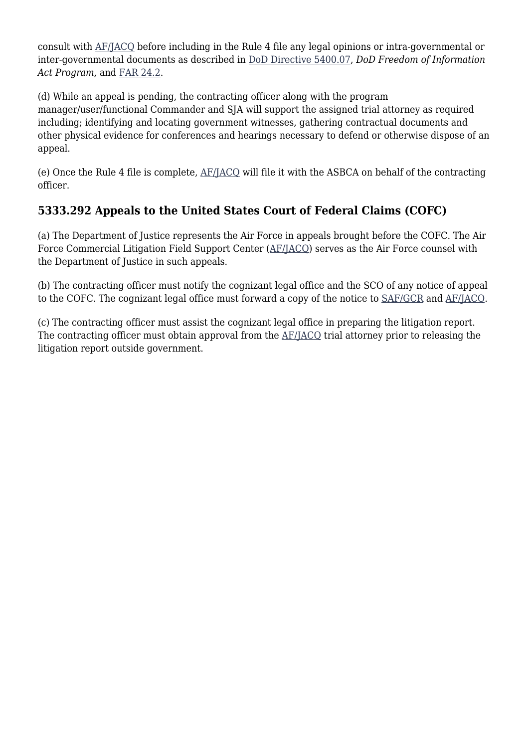consult with AF/JACQ before including in the Rule 4 file any legal opinions or intra-governmental or inter-governmental documents as described in DoD Directive 5400.07, *DoD Freedom of Information Act Program,* and FAR 24.2.

(d) While an appeal is pending, the contracting officer along with the program manager/user/functional Commander and SJA will support the assigned trial attorney as required including; identifying and locating government witnesses, gathering contractual documents and other physical evidence for conferences and hearings necessary to defend or otherwise dispose of an appeal.

(e) Once the Rule 4 file is complete, AF/JACQ will file it with the ASBCA on behalf of the contracting officer.

## 5333.292 Appeals to the United States Court of Federal Claims (COFC)

(a) The Department of Justice represents the Air Force in appeals brought before the COFC. The Air Force Commercial Litigation Field Support Center (AF/JACQ) serves as the Air Force counsel with the Department of Justice in such appeals.

(b) The contracting officer must notify the cognizant legal office and the SCO of any notice of appeal to the COFC. The cognizant legal office must forward a copy of the notice to SAF/GCR and AF/JACQ.

(c) The contracting officer must assist the cognizant legal office in preparing the litigation report. The contracting officer must obtain approval from the AF/JACQ trial attorney prior to releasing the litigation report outside government.